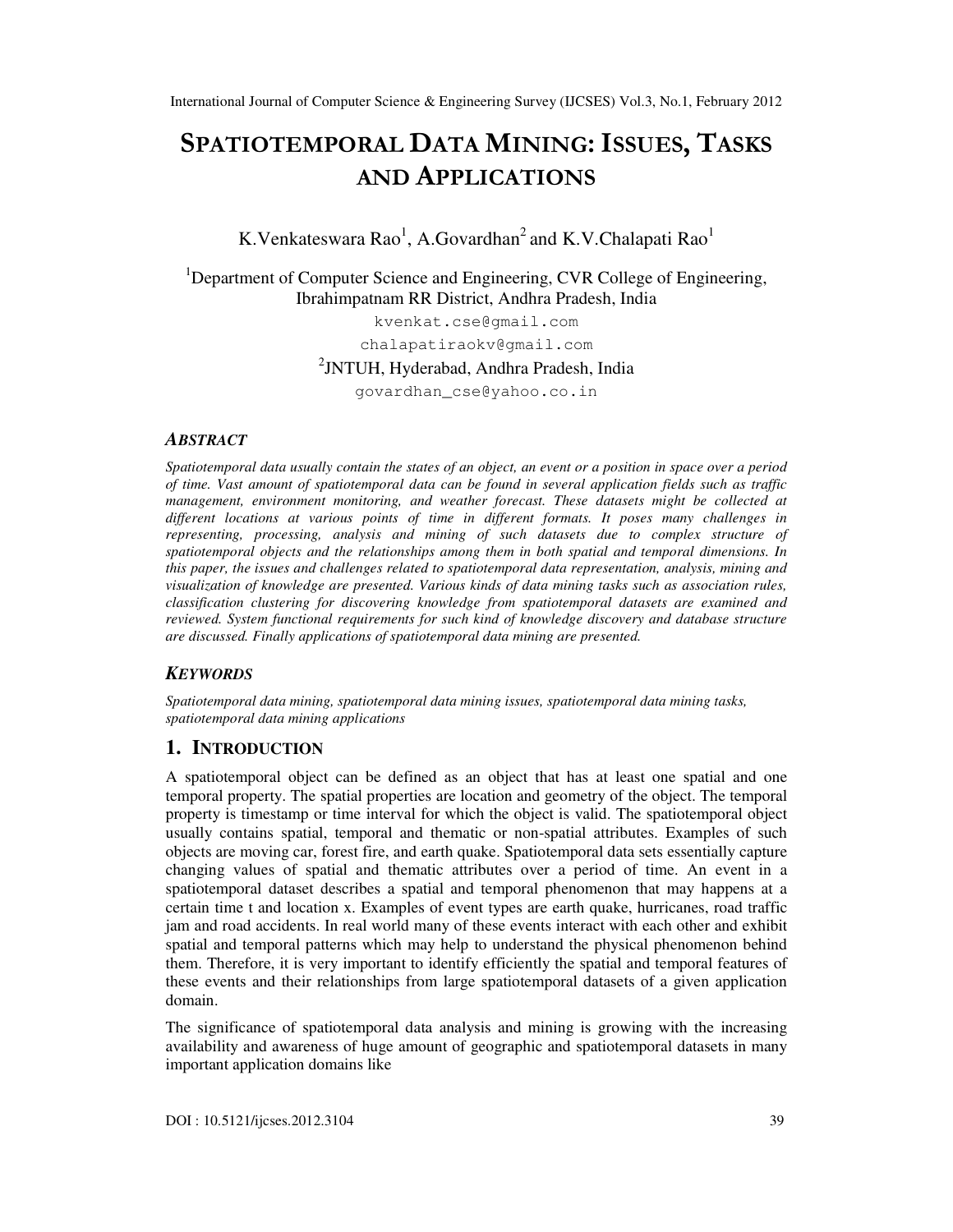# SPATIOTEMPORAL DATA MINING: ISSUES, TASKS AND APPLICATIONS

K.Venkateswara Rao[1], A.Govardhan[2] and K.V.Chalapati Rao[1]

[1]Department of Computer Science and Engineering, CVR College of Engineering, Ibrahimpatnam RR District, Andhra Pradesh, India

kvenkat.cse@gmail.com

chalapatiraokv@gmail.com

[2]JNTUH, Hyderabad, Andhra Pradesh, India

govardhan_cse@yahoo.co.in

## ABSTRACT

*Spatiotemporal data usually contain the states of an object, an event or a position in space over a period of time. Vast amount of spatiotemporal data can be found in several application fields such as traffic management, environment monitoring, and weather forecast. These datasets might be collected at different locations at various points of time in different formats. It poses many challenges in representing, processing, analysis and mining of such datasets due to complex structure of spatiotemporal objects and the relationships among them in both spatial and temporal dimensions. In this paper, the issues and challenges related to spatiotemporal data representation, analysis, mining and visualization of knowledge are presented. Various kinds of data mining tasks such as association rules, classification clustering for discovering knowledge from spatiotemporal datasets are examined and reviewed. System functional requirements for such kind of knowledge discovery and database structure are discussed. Finally applications of spatiotemporal data mining are presented.*

## KEYWORDS

*Spatiotemporal data mining, spatiotemporal data mining issues, spatiotemporal data mining tasks, spatiotemporal data mining applications*

## 1. INTRODUCTION

A spatiotemporal object can be defined as an object that has at least one spatial and one temporal property. The spatial properties are location and geometry of the object. The temporal property is timestamp or time interval for which the object is valid. The spatiotemporal object usually contains spatial, temporal and thematic or non-spatial attributes. Examples of such objects are moving car, forest fire, and earth quake. Spatiotemporal data sets essentially capture changing values of spatial and thematic attributes over a period of time. An event in a spatiotemporal dataset describes a spatial and temporal phenomenon that may happens at a certain time t and location x. Examples of event types are earth quake, hurricanes, road traffic jam and road accidents. In real world many of these events interact with each other and exhibit spatial and temporal patterns which may help to understand the physical phenomenon behind them. Therefore, it is very important to identify efficiently the spatial and temporal features of these events and their relationships from large spatiotemporal datasets of a given application domain.

The significance of spatiotemporal data analysis and mining is growing with the increasing availability and awareness of huge amount of geographic and spatiotemporal datasets in many important application domains like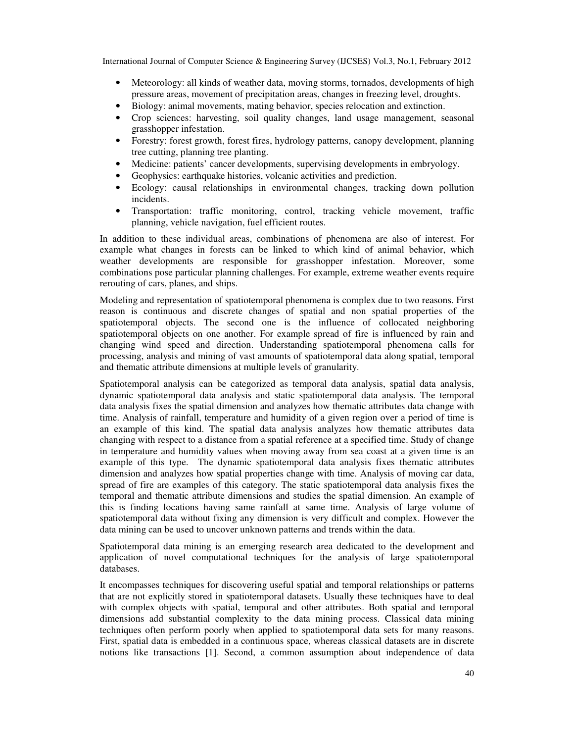- Meteorology: all kinds of weather data, moving storms, tornados, developments of high pressure areas, movement of precipitation areas, changes in freezing level, droughts.
- Biology: animal movements, mating behavior, species relocation and extinction.
- Crop sciences: harvesting, soil quality changes, land usage management, seasonal grasshopper infestation.
- Forestry: forest growth, forest fires, hydrology patterns, canopy development, planning tree cutting, planning tree planting.
- Medicine: patients' cancer developments, supervising developments in embryology.
- Geophysics: earthquake histories, volcanic activities and prediction.
- Ecology: causal relationships in environmental changes, tracking down pollution incidents.
- Transportation: traffic monitoring, control, tracking vehicle movement, traffic planning, vehicle navigation, fuel efficient routes.

In addition to these individual areas, combinations of phenomena are also of interest. For example what changes in forests can be linked to which kind of animal behavior, which weather developments are responsible for grasshopper infestation. Moreover, some combinations pose particular planning challenges. For example, extreme weather events require rerouting of cars, planes, and ships.

Modeling and representation of spatiotemporal phenomena is complex due to two reasons. First reason is continuous and discrete changes of spatial and non spatial properties of the spatiotemporal objects. The second one is the influence of collocated neighboring spatiotemporal objects on one another. For example spread of fire is influenced by rain and changing wind speed and direction. Understanding spatiotemporal phenomena calls for processing, analysis and mining of vast amounts of spatiotemporal data along spatial, temporal and thematic attribute dimensions at multiple levels of granularity.

Spatiotemporal analysis can be categorized as temporal data analysis, spatial data analysis, dynamic spatiotemporal data analysis and static spatiotemporal data analysis. The temporal data analysis fixes the spatial dimension and analyzes how thematic attributes data change with time. Analysis of rainfall, temperature and humidity of a given region over a period of time is an example of this kind. The spatial data analysis analyzes how thematic attributes data changing with respect to a distance from a spatial reference at a specified time. Study of change in temperature and humidity values when moving away from sea coast at a given time is an example of this type. The dynamic spatiotemporal data analysis fixes thematic attributes dimension and analyzes how spatial properties change with time. Analysis of moving car data, spread of fire are examples of this category. The static spatiotemporal data analysis fixes the temporal and thematic attribute dimensions and studies the spatial dimension. An example of this is finding locations having same rainfall at same time. Analysis of large volume of spatiotemporal data without fixing any dimension is very difficult and complex. However the data mining can be used to uncover unknown patterns and trends within the data.

Spatiotemporal data mining is an emerging research area dedicated to the development and application of novel computational techniques for the analysis of large spatiotemporal databases.

It encompasses techniques for discovering useful spatial and temporal relationships or patterns that are not explicitly stored in spatiotemporal datasets. Usually these techniques have to deal with complex objects with spatial, temporal and other attributes. Both spatial and temporal dimensions add substantial complexity to the data mining process. Classical data mining techniques often perform poorly when applied to spatiotemporal data sets for many reasons. First, spatial data is embedded in a continuous space, whereas classical datasets are in discrete notions like transactions [1]. Second, a common assumption about independence of data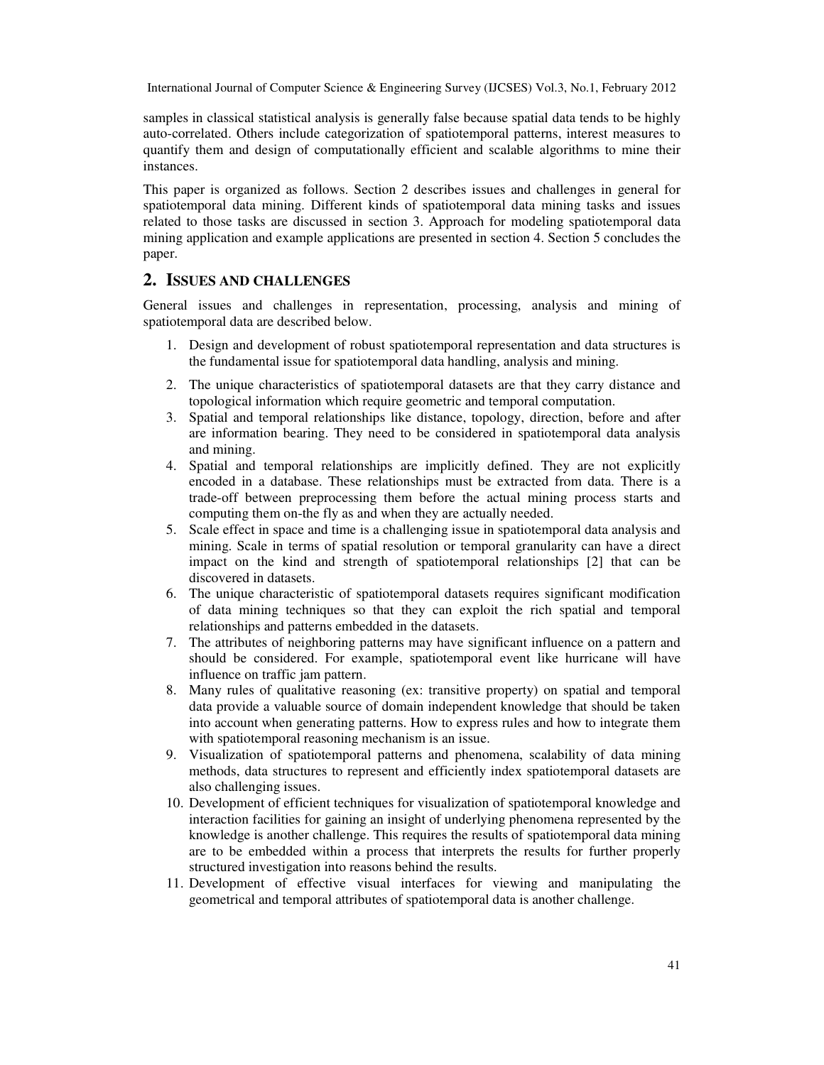samples in classical statistical analysis is generally false because spatial data tends to be highly auto-correlated. Others include categorization of spatiotemporal patterns, interest measures to quantify them and design of computationally efficient and scalable algorithms to mine their instances.

This paper is organized as follows. Section 2 describes issues and challenges in general for spatiotemporal data mining. Different kinds of spatiotemporal data mining tasks and issues related to those tasks are discussed in section 3. Approach for modeling spatiotemporal data mining application and example applications are presented in section 4. Section 5 concludes the paper.

## 2. ISSUES AND CHALLENGES

General issues and challenges in representation, processing, analysis and mining of spatiotemporal data are described below.

1. Design and development of robust spatiotemporal representation and data structures is the fundamental issue for spatiotemporal data handling, analysis and mining.
2. The unique characteristics of spatiotemporal datasets are that they carry distance and topological information which require geometric and temporal computation.
3. Spatial and temporal relationships like distance, topology, direction, before and after are information bearing. They need to be considered in spatiotemporal data analysis and mining.
4. Spatial and temporal relationships are implicitly defined. They are not explicitly encoded in a database. These relationships must be extracted from data. There is a trade-off between preprocessing them before the actual mining process starts and computing them on-the fly as and when they are actually needed.
5. Scale effect in space and time is a challenging issue in spatiotemporal data analysis and mining. Scale in terms of spatial resolution or temporal granularity can have a direct impact on the kind and strength of spatiotemporal relationships [2] that can be discovered in datasets.
6. The unique characteristic of spatiotemporal datasets requires significant modification of data mining techniques so that they can exploit the rich spatial and temporal relationships and patterns embedded in the datasets.
7. The attributes of neighboring patterns may have significant influence on a pattern and should be considered. For example, spatiotemporal event like hurricane will have influence on traffic jam pattern.
8. Many rules of qualitative reasoning (ex: transitive property) on spatial and temporal data provide a valuable source of domain independent knowledge that should be taken into account when generating patterns. How to express rules and how to integrate them with spatiotemporal reasoning mechanism is an issue.
9. Visualization of spatiotemporal patterns and phenomena, scalability of data mining methods, data structures to represent and efficiently index spatiotemporal datasets are also challenging issues.
10. Development of efficient techniques for visualization of spatiotemporal knowledge and interaction facilities for gaining an insight of underlying phenomena represented by the knowledge is another challenge. This requires the results of spatiotemporal data mining are to be embedded within a process that interprets the results for further properly structured investigation into reasons behind the results.
11. Development of effective visual interfaces for viewing and manipulating the geometrical and temporal attributes of spatiotemporal data is another challenge.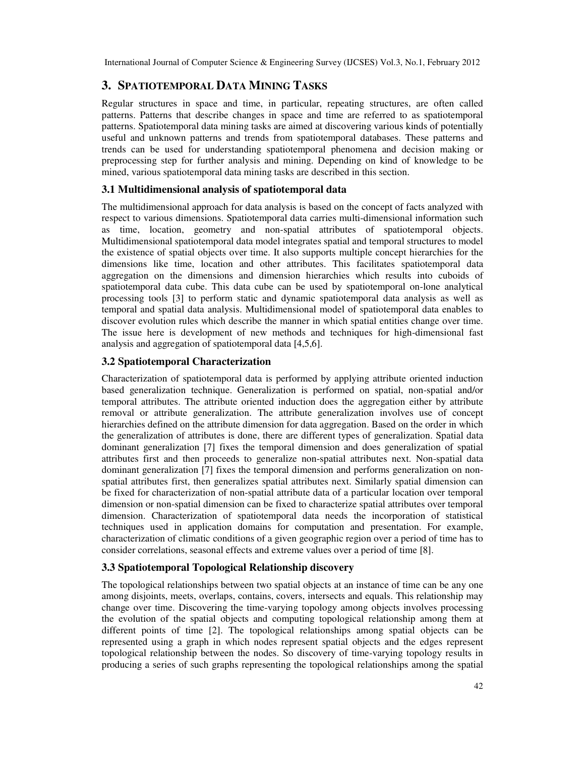## 3. SPATIOTEMPORAL DATA MINING TASKS

Regular structures in space and time, in particular, repeating structures, are often called patterns. Patterns that describe changes in space and time are referred to as spatiotemporal patterns. Spatiotemporal data mining tasks are aimed at discovering various kinds of potentially useful and unknown patterns and trends from spatiotemporal databases. These patterns and trends can be used for understanding spatiotemporal phenomena and decision making or preprocessing step for further analysis and mining. Depending on kind of knowledge to be mined, various spatiotemporal data mining tasks are described in this section.

### 3.1 Multidimensional analysis of spatiotemporal data

The multidimensional approach for data analysis is based on the concept of facts analyzed with respect to various dimensions. Spatiotemporal data carries multi-dimensional information such as time, location, geometry and non-spatial attributes of spatiotemporal objects. Multidimensional spatiotemporal data model integrates spatial and temporal structures to model the existence of spatial objects over time. It also supports multiple concept hierarchies for the dimensions like time, location and other attributes. This facilitates spatiotemporal data aggregation on the dimensions and dimension hierarchies which results into cuboids of spatiotemporal data cube. This data cube can be used by spatiotemporal on-lone analytical processing tools [3] to perform static and dynamic spatiotemporal data analysis as well as temporal and spatial data analysis. Multidimensional model of spatiotemporal data enables to discover evolution rules which describe the manner in which spatial entities change over time. The issue here is development of new methods and techniques for high-dimensional fast analysis and aggregation of spatiotemporal data [4,5,6].

### 3.2 Spatiotemporal Characterization

Characterization of spatiotemporal data is performed by applying attribute oriented induction based generalization technique. Generalization is performed on spatial, non-spatial and/or temporal attributes. The attribute oriented induction does the aggregation either by attribute removal or attribute generalization. The attribute generalization involves use of concept hierarchies defined on the attribute dimension for data aggregation. Based on the order in which the generalization of attributes is done, there are different types of generalization. Spatial data dominant generalization [7] fixes the temporal dimension and does generalization of spatial attributes first and then proceeds to generalize non-spatial attributes next. Non-spatial data dominant generalization [7] fixes the temporal dimension and performs generalization on non-spatial attributes first, then generalizes spatial attributes next. Similarly spatial dimension can be fixed for characterization of non-spatial attribute data of a particular location over temporal dimension or non-spatial dimension can be fixed to characterize spatial attributes over temporal dimension. Characterization of spatiotemporal data needs the incorporation of statistical techniques used in application domains for computation and presentation. For example, characterization of climatic conditions of a given geographic region over a period of time has to consider correlations, seasonal effects and extreme values over a period of time [8].

### 3.3 Spatiotemporal Topological Relationship discovery

The topological relationships between two spatial objects at an instance of time can be any one among disjoints, meets, overlaps, contains, covers, intersects and equals. This relationship may change over time. Discovering the time-varying topology among objects involves processing the evolution of the spatial objects and computing topological relationship among them at different points of time [2]. The topological relationships among spatial objects can be represented using a graph in which nodes represent spatial objects and the edges represent topological relationship between the nodes. So discovery of time-varying topology results in producing a series of such graphs representing the topological relationships among the spatial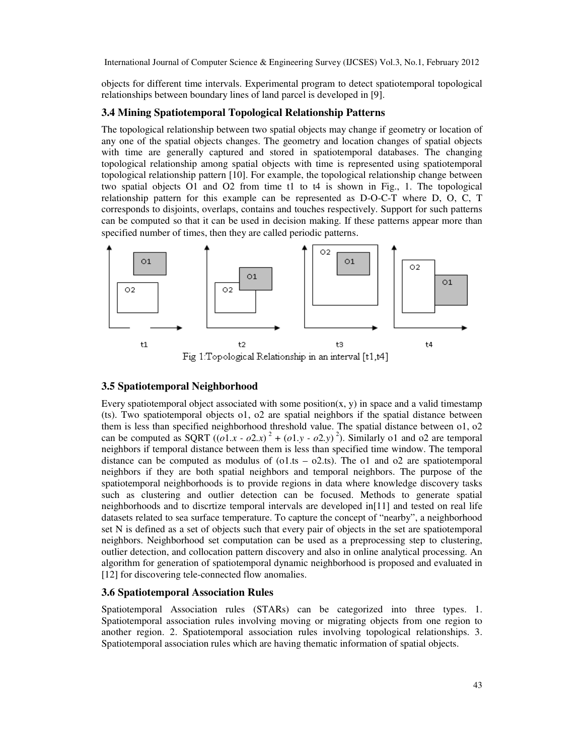objects for different time intervals. Experimental program to detect spatiotemporal topological relationships between boundary lines of land parcel is developed in [9].

### 3.4 Mining Spatiotemporal Topological Relationship Patterns

The topological relationship between two spatial objects may change if geometry or location of any one of the spatial objects changes. The geometry and location changes of spatial objects with time are generally captured and stored in spatiotemporal databases. The changing topological relationship among spatial objects with time is represented using spatiotemporal topological relationship pattern [10]. For example, the topological relationship change between two spatial objects O1 and O2 from time t1 to t4 is shown in Fig., 1. The topological relationship pattern for this example can be represented as D-O-C-T where D, O, C, T corresponds to disjoints, overlaps, contains and touches respectively. Support for such patterns can be computed so that it can be used in decision making. If these patterns appear more than specified number of times, then they are called periodic patterns.

Fig 1:Topological Relationship in an interval [t1,t4]

### 3.5 Spatiotemporal Neighborhood

Every spatiotemporal object associated with some position(x, y) in space and a valid timestamp (ts). Two spatiotemporal objects o1, o2 are spatial neighbors if the spatial distance between them is less than specified neighborhood threshold value. The spatial distance between o1, o2 can be computed as SQRT $((o1.x - o2.x)^2 + (o1.y - o2.y)^2)$. Similarly o1 and o2 are temporal neighbors if temporal distance between them is less than specified time window. The temporal distance can be computed as modulus of (o1.ts – o2.ts). The o1 and o2 are spatiotemporal neighbors if they are both spatial neighbors and temporal neighbors. The purpose of the spatiotemporal neighborhoods is to provide regions in data where knowledge discovery tasks such as clustering and outlier detection can be focused. Methods to generate spatial neighborhoods and to discrtize temporal intervals are developed in[11] and tested on real life datasets related to sea surface temperature. To capture the concept of "nearby", a neighborhood set N is defined as a set of objects such that every pair of objects in the set are spatiotemporal neighbors. Neighborhood set computation can be used as a preprocessing step to clustering, outlier detection, and collocation pattern discovery and also in online analytical processing. An algorithm for generation of spatiotemporal dynamic neighborhood is proposed and evaluated in [12] for discovering tele-connected flow anomalies.

### 3.6 Spatiotemporal Association Rules

Spatiotemporal Association rules (STARs) can be categorized into three types. 1. Spatiotemporal association rules involving moving or migrating objects from one region to another region. 2. Spatiotemporal association rules involving topological relationships. 3. Spatiotemporal association rules which are having thematic information of spatial objects.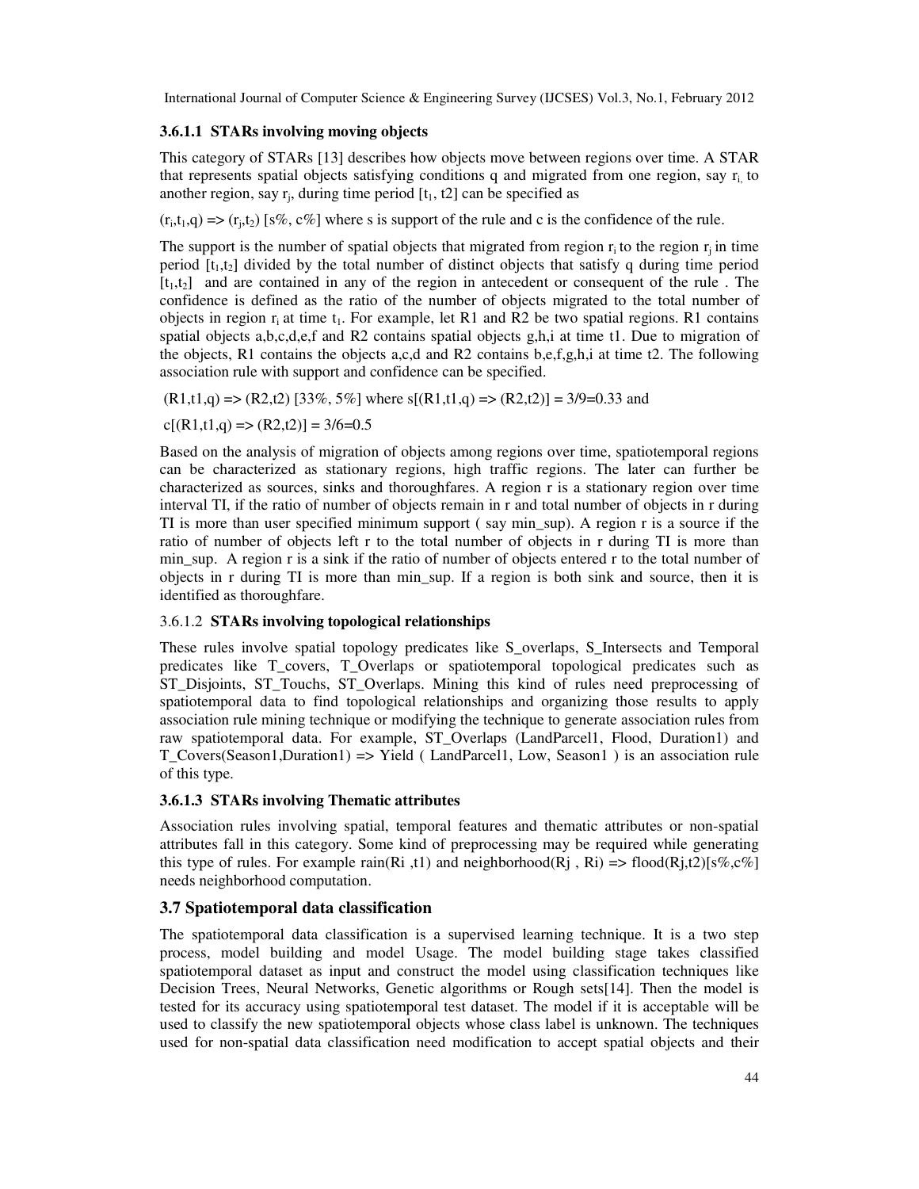#### 3.6.1.1 STARs involving moving objects

This category of STARs [13] describes how objects move between regions over time. A STAR that represents spatial objects satisfying conditions q and migrated from one region, say $r_i$, to another region, say $r_j$, during time period [$t_1$, t2] can be specified as

($r_i$,$t_1$,q) => ($r_j$,$t_2$) [s%, c%] where s is support of the rule and c is the confidence of the rule.

The support is the number of spatial objects that migrated from region $r_i$ to the region $r_j$ in time period [$t_1$,$t_2$] divided by the total number of distinct objects that satisfy q during time period [$t_1$,$t_2$] and are contained in any of the region in antecedent or consequent of the rule . The confidence is defined as the ratio of the number of objects migrated to the total number of objects in region $r_i$ at time $t_1$. For example, let R1 and R2 be two spatial regions. R1 contains spatial objects a,b,c,d,e,f and R2 contains spatial objects g,h,i at time t1. Due to migration of the objects, R1 contains the objects a,c,d and R2 contains b,e,f,g,h,i at time t2. The following association rule with support and confidence can be specified.

(R1,t1,q) => (R2,t2) [33%, 5%] where s[(R1,t1,q) => (R2,t2)] = 3/9=0.33 and

c[(R1,t1,q) => (R2,t2)] = 3/6=0.5

Based on the analysis of migration of objects among regions over time, spatiotemporal regions can be characterized as stationary regions, high traffic regions. The later can further be characterized as sources, sinks and thoroughfares. A region r is a stationary region over time interval TI, if the ratio of number of objects remain in r and total number of objects in r during TI is more than user specified minimum support ( say min_sup). A region r is a source if the ratio of number of objects left r to the total number of objects in r during TI is more than min_sup. A region r is a sink if the ratio of number of objects entered r to the total number of objects in r during TI is more than min_sup. If a region is both sink and source, then it is identified as thoroughfare.

#### 3.6.1.2 STARs involving topological relationships

These rules involve spatial topology predicates like S_overlaps, S_Intersects and Temporal predicates like T_covers, T_Overlaps or spatiotemporal topological predicates such as ST_Disjoints, ST_Touchs, ST_Overlaps. Mining this kind of rules need preprocessing of spatiotemporal data to find topological relationships and organizing those results to apply association rule mining technique or modifying the technique to generate association rules from raw spatiotemporal data. For example, ST_Overlaps (LandParcel1, Flood, Duration1) and T_Covers(Season1,Duration1) => Yield ( LandParcel1, Low, Season1 ) is an association rule of this type.

#### 3.6.1.3 STARs involving Thematic attributes

Association rules involving spatial, temporal features and thematic attributes or non-spatial attributes fall in this category. Some kind of preprocessing may be required while generating this type of rules. For example rain(Ri ,t1) and neighborhood(Rj , Ri) => flood(Rj,t2)[s%,c%] needs neighborhood computation.

### 3.7 Spatiotemporal data classification

The spatiotemporal data classification is a supervised learning technique. It is a two step process, model building and model Usage. The model building stage takes classified spatiotemporal dataset as input and construct the model using classification techniques like Decision Trees, Neural Networks, Genetic algorithms or Rough sets[14]. Then the model is tested for its accuracy using spatiotemporal test dataset. The model if it is acceptable will be used to classify the new spatiotemporal objects whose class label is unknown. The techniques used for non-spatial data classification need modification to accept spatial objects and their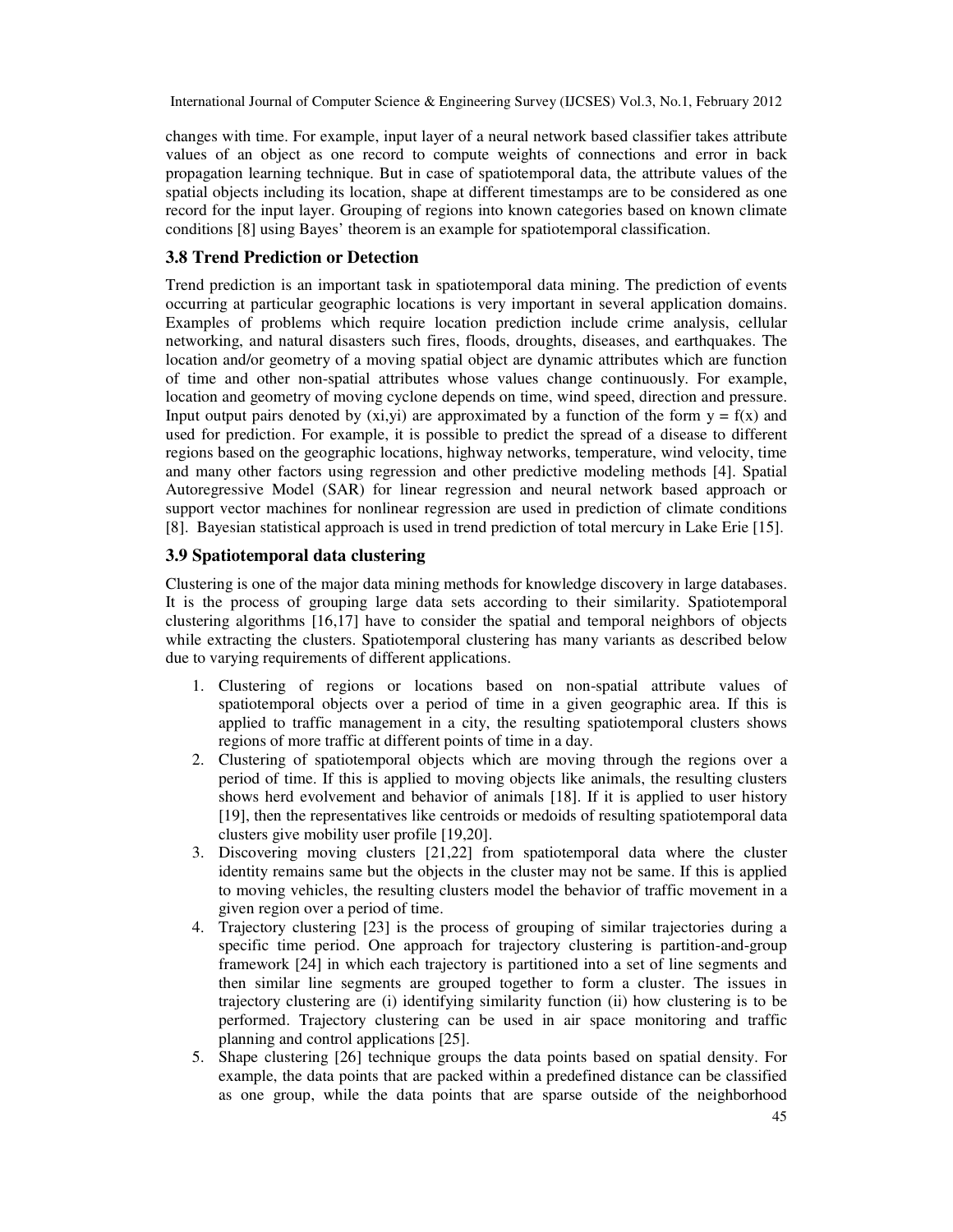changes with time. For example, input layer of a neural network based classifier takes attribute values of an object as one record to compute weights of connections and error in back propagation learning technique. But in case of spatiotemporal data, the attribute values of the spatial objects including its location, shape at different timestamps are to be considered as one record for the input layer. Grouping of regions into known categories based on known climate conditions [8] using Bayes' theorem is an example for spatiotemporal classification.

### 3.8 Trend Prediction or Detection

Trend prediction is an important task in spatiotemporal data mining. The prediction of events occurring at particular geographic locations is very important in several application domains. Examples of problems which require location prediction include crime analysis, cellular networking, and natural disasters such fires, floods, droughts, diseases, and earthquakes. The location and/or geometry of a moving spatial object are dynamic attributes which are function of time and other non-spatial attributes whose values change continuously. For example, location and geometry of moving cyclone depends on time, wind speed, direction and pressure. Input output pairs denoted by $(x_i,y_i)$ are approximated by a function of the form $y = f(x)$ and used for prediction. For example, it is possible to predict the spread of a disease to different regions based on the geographic locations, highway networks, temperature, wind velocity, time and many other factors using regression and other predictive modeling methods [4]. Spatial Autoregressive Model (SAR) for linear regression and neural network based approach or support vector machines for nonlinear regression are used in prediction of climate conditions [8]. Bayesian statistical approach is used in trend prediction of total mercury in Lake Erie [15].

### 3.9 Spatiotemporal data clustering

Clustering is one of the major data mining methods for knowledge discovery in large databases. It is the process of grouping large data sets according to their similarity. Spatiotemporal clustering algorithms [16,17] have to consider the spatial and temporal neighbors of objects while extracting the clusters. Spatiotemporal clustering has many variants as described below due to varying requirements of different applications.

1. Clustering of regions or locations based on non-spatial attribute values of spatiotemporal objects over a period of time in a given geographic area. If this is applied to traffic management in a city, the resulting spatiotemporal clusters shows regions of more traffic at different points of time in a day.
2. Clustering of spatiotemporal objects which are moving through the regions over a period of time. If this is applied to moving objects like animals, the resulting clusters shows herd evolvement and behavior of animals [18]. If it is applied to user history [19], then the representatives like centroids or medoids of resulting spatiotemporal data clusters give mobility user profile [19,20].
3. Discovering moving clusters [21,22] from spatiotemporal data where the cluster identity remains same but the objects in the cluster may not be same. If this is applied to moving vehicles, the resulting clusters model the behavior of traffic movement in a given region over a period of time.
4. Trajectory clustering [23] is the process of grouping of similar trajectories during a specific time period. One approach for trajectory clustering is partition-and-group framework [24] in which each trajectory is partitioned into a set of line segments and then similar line segments are grouped together to form a cluster. The issues in trajectory clustering are (i) identifying similarity function (ii) how clustering is to be performed. Trajectory clustering can be used in air space monitoring and traffic planning and control applications [25].
5. Shape clustering [26] technique groups the data points based on spatial density. For example, the data points that are packed within a predefined distance can be classified as one group, while the data points that are sparse outside of the neighborhood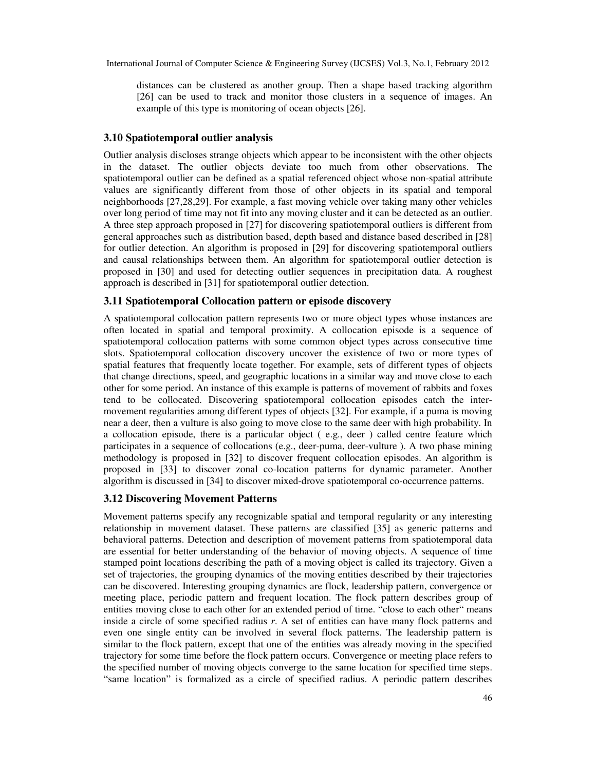distances can be clustered as another group. Then a shape based tracking algorithm [26] can be used to track and monitor those clusters in a sequence of images. An example of this type is monitoring of ocean objects [26].

### 3.10 Spatiotemporal outlier analysis

Outlier analysis discloses strange objects which appear to be inconsistent with the other objects in the dataset. The outlier objects deviate too much from other observations. The spatiotemporal outlier can be defined as a spatial referenced object whose non-spatial attribute values are significantly different from those of other objects in its spatial and temporal neighborhoods [27,28,29]. For example, a fast moving vehicle over taking many other vehicles over long period of time may not fit into any moving cluster and it can be detected as an outlier. A three step approach proposed in [27] for discovering spatiotemporal outliers is different from general approaches such as distribution based, depth based and distance based described in [28] for outlier detection. An algorithm is proposed in [29] for discovering spatiotemporal outliers and causal relationships between them. An algorithm for spatiotemporal outlier detection is proposed in [30] and used for detecting outlier sequences in precipitation data. A roughest approach is described in [31] for spatiotemporal outlier detection.

### 3.11 Spatiotemporal Collocation pattern or episode discovery

A spatiotemporal collocation pattern represents two or more object types whose instances are often located in spatial and temporal proximity. A collocation episode is a sequence of spatiotemporal collocation patterns with some common object types across consecutive time slots. Spatiotemporal collocation discovery uncover the existence of two or more types of spatial features that frequently locate together. For example, sets of different types of objects that change directions, speed, and geographic locations in a similar way and move close to each other for some period. An instance of this example is patterns of movement of rabbits and foxes tend to be collocated. Discovering spatiotemporal collocation episodes catch the inter-movement regularities among different types of objects [32]. For example, if a puma is moving near a deer, then a vulture is also going to move close to the same deer with high probability. In a collocation episode, there is a particular object ( e.g., deer ) called centre feature which participates in a sequence of collocations (e.g., deer-puma, deer-vulture ). A two phase mining methodology is proposed in [32] to discover frequent collocation episodes. An algorithm is proposed in [33] to discover zonal co-location patterns for dynamic parameter. Another algorithm is discussed in [34] to discover mixed-drove spatiotemporal co-occurrence patterns.

### 3.12 Discovering Movement Patterns

Movement patterns specify any recognizable spatial and temporal regularity or any interesting relationship in movement dataset. These patterns are classified [35] as generic patterns and behavioral patterns. Detection and description of movement patterns from spatiotemporal data are essential for better understanding of the behavior of moving objects. A sequence of time stamped point locations describing the path of a moving object is called its trajectory. Given a set of trajectories, the grouping dynamics of the moving entities described by their trajectories can be discovered. Interesting grouping dynamics are flock, leadership pattern, convergence or meeting place, periodic pattern and frequent location. The flock pattern describes group of entities moving close to each other for an extended period of time. "close to each other" means inside a circle of some specified radius *r*. A set of entities can have many flock patterns and even one single entity can be involved in several flock patterns. The leadership pattern is similar to the flock pattern, except that one of the entities was already moving in the specified trajectory for some time before the flock pattern occurs. Convergence or meeting place refers to the specified number of moving objects converge to the same location for specified time steps. "same location" is formalized as a circle of specified radius. A periodic pattern describes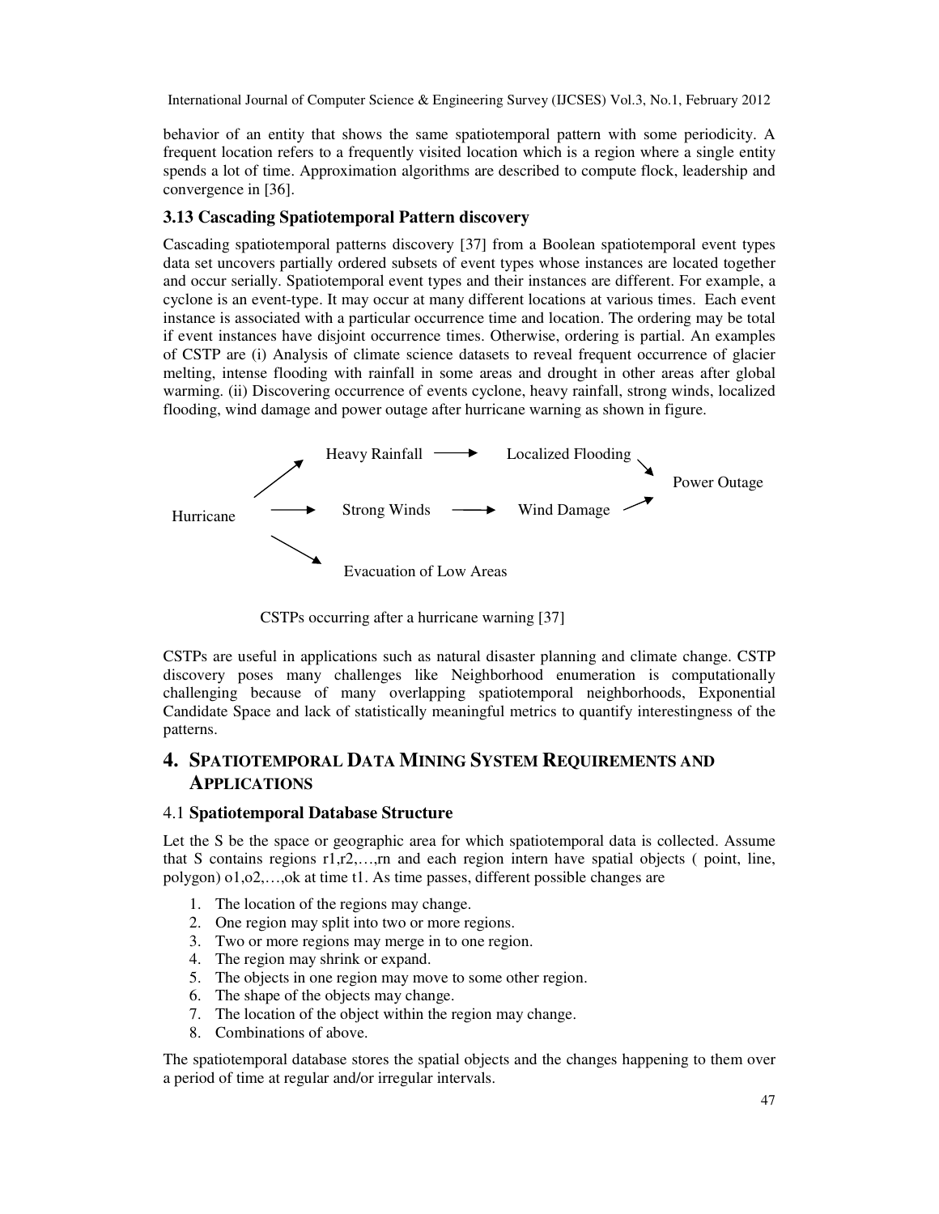behavior of an entity that shows the same spatiotemporal pattern with some periodicity. A frequent location refers to a frequently visited location which is a region where a single entity spends a lot of time. Approximation algorithms are described to compute flock, leadership and convergence in [36].

### 3.13 Cascading Spatiotemporal Pattern discovery

Cascading spatiotemporal patterns discovery [37] from a Boolean spatiotemporal event types data set uncovers partially ordered subsets of event types whose instances are located together and occur serially. Spatiotemporal event types and their instances are different. For example, a cyclone is an event-type. It may occur at many different locations at various times. Each event instance is associated with a particular occurrence time and location. The ordering may be total if event instances have disjoint occurrence times. Otherwise, ordering is partial. An examples of CSTP are (i) Analysis of climate science datasets to reveal frequent occurrence of glacier melting, intense flooding with rainfall in some areas and drought in other areas after global warming. (ii) Discovering occurrence of events cyclone, heavy rainfall, strong winds, localized flooding, wind damage and power outage after hurricane warning as shown in figure.

```
                Heavy Rainfall  ----->  Localized Flooding
              /                                            \
             /                                              Power Outage
Hurricane  ----->  Strong Winds  ----->  Wind Damage       /
             \
              \
               Evacuation of Low Areas
```

CSTPs occurring after a hurricane warning [37]

CSTPs are useful in applications such as natural disaster planning and climate change. CSTP discovery poses many challenges like Neighborhood enumeration is computationally challenging because of many overlapping spatiotemporal neighborhoods, Exponential Candidate Space and lack of statistically meaningful metrics to quantify interestingness of the patterns.

## 4. Spatiotemporal Data Mining System Requirements and Applications

### 4.1 Spatiotemporal Database Structure

Let the S be the space or geographic area for which spatiotemporal data is collected. Assume that S contains regions r1,r2,…,rn and each region intern have spatial objects ( point, line, polygon) o1,o2,…,ok at time t1. As time passes, different possible changes are

1. The location of the regions may change.
2. One region may split into two or more regions.
3. Two or more regions may merge in to one region.
4. The region may shrink or expand.
5. The objects in one region may move to some other region.
6. The shape of the objects may change.
7. The location of the object within the region may change.
8. Combinations of above.

The spatiotemporal database stores the spatial objects and the changes happening to them over a period of time at regular and/or irregular intervals.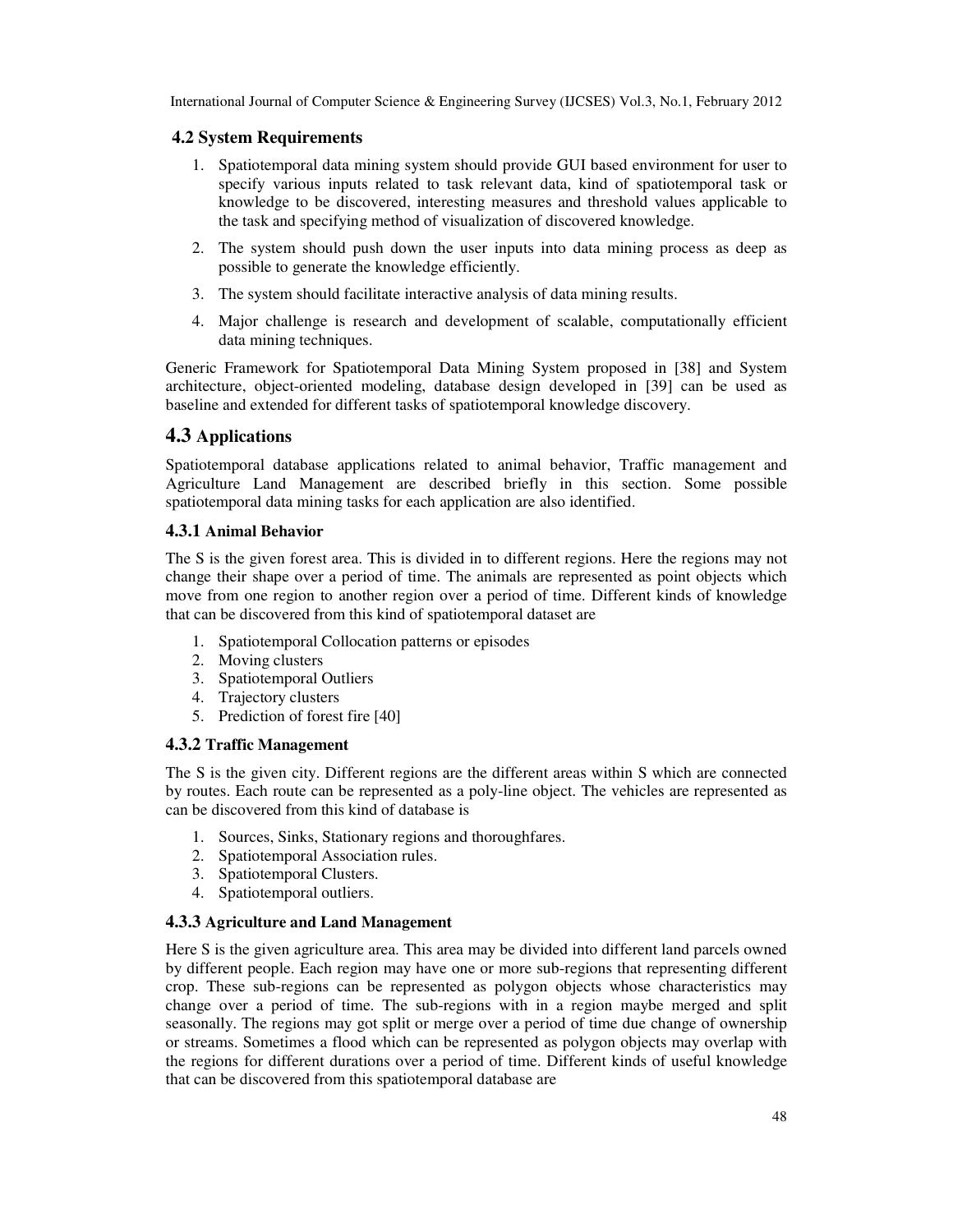## 4.2 System Requirements

1. Spatiotemporal data mining system should provide GUI based environment for user to specify various inputs related to task relevant data, kind of spatiotemporal task or knowledge to be discovered, interesting measures and threshold values applicable to the task and specifying method of visualization of discovered knowledge.
2. The system should push down the user inputs into data mining process as deep as possible to generate the knowledge efficiently.
3. The system should facilitate interactive analysis of data mining results.
4. Major challenge is research and development of scalable, computationally efficient data mining techniques.

Generic Framework for Spatiotemporal Data Mining System proposed in [38] and System architecture, object-oriented modeling, database design developed in [39] can be used as baseline and extended for different tasks of spatiotemporal knowledge discovery.

## 4.3 Applications

Spatiotemporal database applications related to animal behavior, Traffic management and Agriculture Land Management are described briefly in this section. Some possible spatiotemporal data mining tasks for each application are also identified.

### 4.3.1 Animal Behavior

The S is the given forest area. This is divided in to different regions. Here the regions may not change their shape over a period of time. The animals are represented as point objects which move from one region to another region over a period of time. Different kinds of knowledge that can be discovered from this kind of spatiotemporal dataset are

1. Spatiotemporal Collocation patterns or episodes
2. Moving clusters
3. Spatiotemporal Outliers
4. Trajectory clusters
5. Prediction of forest fire [40]

### 4.3.2 Traffic Management

The S is the given city. Different regions are the different areas within S which are connected by routes. Each route can be represented as a poly-line object. The vehicles are represented as can be discovered from this kind of database is

1. Sources, Sinks, Stationary regions and thoroughfares.
2. Spatiotemporal Association rules.
3. Spatiotemporal Clusters.
4. Spatiotemporal outliers.

### 4.3.3 Agriculture and Land Management

Here S is the given agriculture area. This area may be divided into different land parcels owned by different people. Each region may have one or more sub-regions that representing different crop. These sub-regions can be represented as polygon objects whose characteristics may change over a period of time. The sub-regions with in a region maybe merged and split seasonally. The regions may got split or merge over a period of time due change of ownership or streams. Sometimes a flood which can be represented as polygon objects may overlap with the regions for different durations over a period of time. Different kinds of useful knowledge that can be discovered from this spatiotemporal database are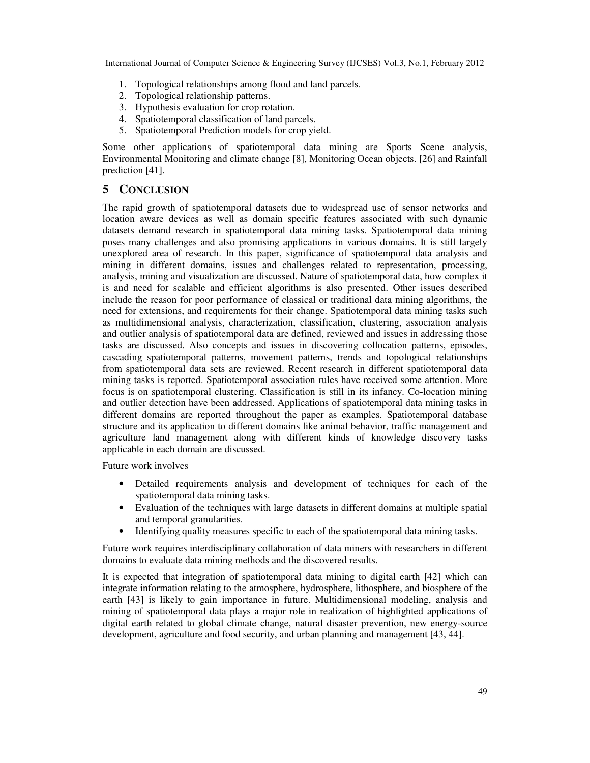1. Topological relationships among flood and land parcels.
2. Topological relationship patterns.
3. Hypothesis evaluation for crop rotation.
4. Spatiotemporal classification of land parcels.
5. Spatiotemporal Prediction models for crop yield.

Some other applications of spatiotemporal data mining are Sports Scene analysis, Environmental Monitoring and climate change [8], Monitoring Ocean objects. [26] and Rainfall prediction [41].

## 5 CONCLUSION

The rapid growth of spatiotemporal datasets due to widespread use of sensor networks and location aware devices as well as domain specific features associated with such dynamic datasets demand research in spatiotemporal data mining tasks. Spatiotemporal data mining poses many challenges and also promising applications in various domains. It is still largely unexplored area of research. In this paper, significance of spatiotemporal data analysis and mining in different domains, issues and challenges related to representation, processing, analysis, mining and visualization are discussed. Nature of spatiotemporal data, how complex it is and need for scalable and efficient algorithms is also presented. Other issues described include the reason for poor performance of classical or traditional data mining algorithms, the need for extensions, and requirements for their change. Spatiotemporal data mining tasks such as multidimensional analysis, characterization, classification, clustering, association analysis and outlier analysis of spatiotemporal data are defined, reviewed and issues in addressing those tasks are discussed. Also concepts and issues in discovering collocation patterns, episodes, cascading spatiotemporal patterns, movement patterns, trends and topological relationships from spatiotemporal data sets are reviewed. Recent research in different spatiotemporal data mining tasks is reported. Spatiotemporal association rules have received some attention. More focus is on spatiotemporal clustering. Classification is still in its infancy. Co-location mining and outlier detection have been addressed. Applications of spatiotemporal data mining tasks in different domains are reported throughout the paper as examples. Spatiotemporal database structure and its application to different domains like animal behavior, traffic management and agriculture land management along with different kinds of knowledge discovery tasks applicable in each domain are discussed.

Future work involves

- Detailed requirements analysis and development of techniques for each of the spatiotemporal data mining tasks.
- Evaluation of the techniques with large datasets in different domains at multiple spatial and temporal granularities.
- Identifying quality measures specific to each of the spatiotemporal data mining tasks.

Future work requires interdisciplinary collaboration of data miners with researchers in different domains to evaluate data mining methods and the discovered results.

It is expected that integration of spatiotemporal data mining to digital earth [42] which can integrate information relating to the atmosphere, hydrosphere, lithosphere, and biosphere of the earth [43] is likely to gain importance in future. Multidimensional modeling, analysis and mining of spatiotemporal data plays a major role in realization of highlighted applications of digital earth related to global climate change, natural disaster prevention, new energy-source development, agriculture and food security, and urban planning and management [43, 44].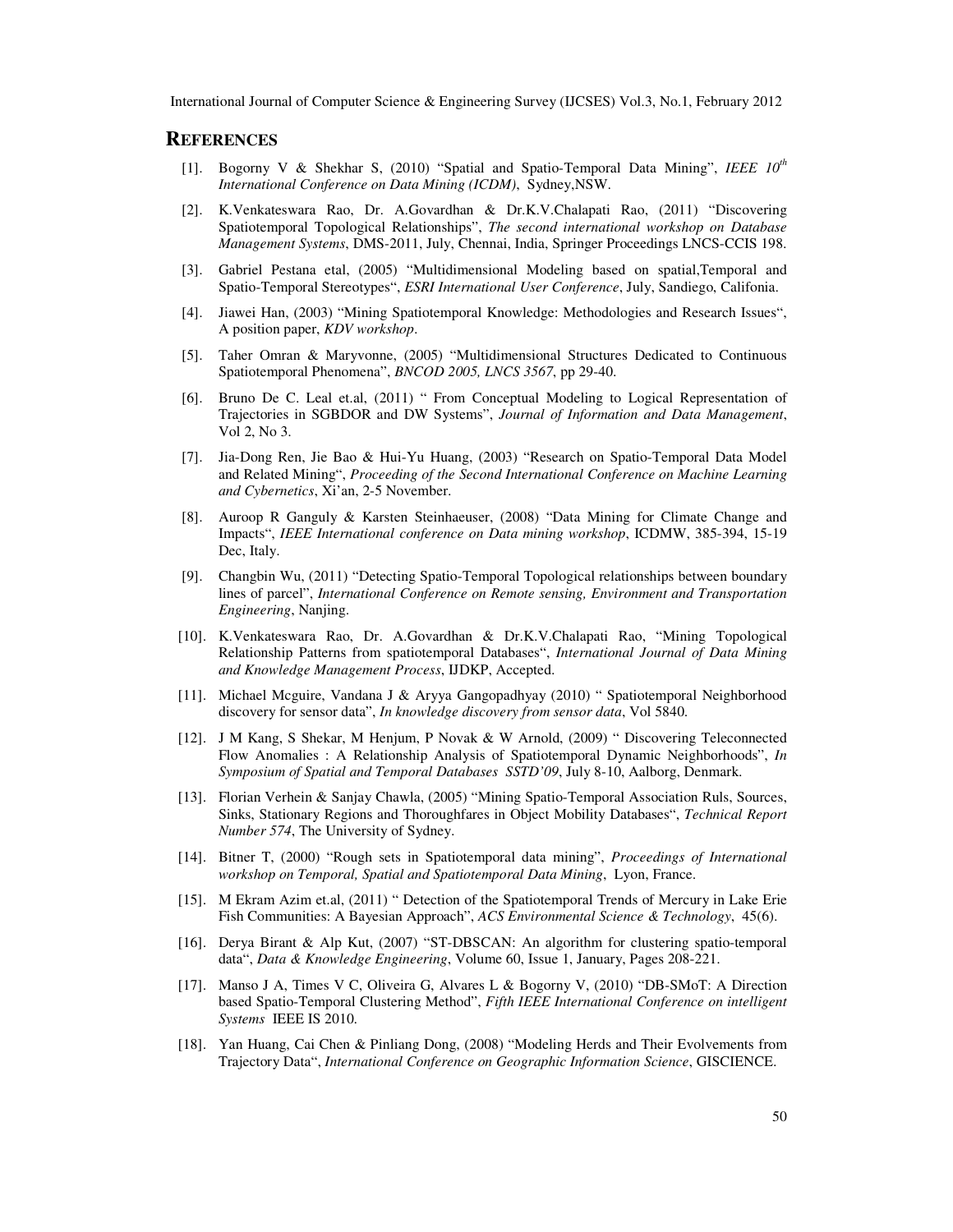## REFERENCES

[1]. Bogorny V & Shekhar S, (2010) "Spatial and Spatio-Temporal Data Mining", *IEEE 10th International Conference on Data Mining (ICDM)*, Sydney,NSW.

[2]. K.Venkateswara Rao, Dr. A.Govardhan & Dr.K.V.Chalapati Rao, (2011) "Discovering Spatiotemporal Topological Relationships", *The second international workshop on Database Management Systems*, DMS-2011, July, Chennai, India, Springer Proceedings LNCS-CCIS 198.

[3]. Gabriel Pestana etal, (2005) "Multidimensional Modeling based on spatial,Temporal and Spatio-Temporal Stereotypes", *ESRI International User Conference*, July, Sandiego, Califonia.

[4]. Jiawei Han, (2003) "Mining Spatiotemporal Knowledge: Methodologies and Research Issues", A position paper, *KDV workshop*.

[5]. Taher Omran & Maryvonne, (2005) "Multidimensional Structures Dedicated to Continuous Spatiotemporal Phenomena", *BNCOD 2005, LNCS 3567*, pp 29-40.

[6]. Bruno De C. Leal et.al, (2011) " From Conceptual Modeling to Logical Representation of Trajectories in SGBDOR and DW Systems", *Journal of Information and Data Management*, Vol 2, No 3.

[7]. Jia-Dong Ren, Jie Bao & Hui-Yu Huang, (2003) "Research on Spatio-Temporal Data Model and Related Mining", *Proceeding of the Second International Conference on Machine Learning and Cybernetics*, Xi'an, 2-5 November.

[8]. Auroop R Ganguly & Karsten Steinhaeuser, (2008) "Data Mining for Climate Change and Impacts", *IEEE International conference on Data mining workshop*, ICDMW, 385-394, 15-19 Dec, Italy.

[9]. Changbin Wu, (2011) "Detecting Spatio-Temporal Topological relationships between boundary lines of parcel", *International Conference on Remote sensing, Environment and Transportation Engineering*, Nanjing.

[10]. K.Venkateswara Rao, Dr. A.Govardhan & Dr.K.V.Chalapati Rao, "Mining Topological Relationship Patterns from spatiotemporal Databases", *International Journal of Data Mining and Knowledge Management Process*, IJDKP, Accepted.

[11]. Michael Mcguire, Vandana J & Aryya Gangopadhyay (2010) " Spatiotemporal Neighborhood discovery for sensor data", *In knowledge discovery from sensor data*, Vol 5840.

[12]. J M Kang, S Shekar, M Henjum, P Novak & W Arnold, (2009) " Discovering Teleconnected Flow Anomalies : A Relationship Analysis of Spatiotemporal Dynamic Neighborhoods", *In Symposium of Spatial and Temporal Databases SSTD'09*, July 8-10, Aalborg, Denmark.

[13]. Florian Verhein & Sanjay Chawla, (2005) "Mining Spatio-Temporal Association Ruls, Sources, Sinks, Stationary Regions and Thoroughfares in Object Mobility Databases", *Technical Report Number 574*, The University of Sydney.

[14]. Bitner T, (2000) "Rough sets in Spatiotemporal data mining", *Proceedings of International workshop on Temporal, Spatial and Spatiotemporal Data Mining*, Lyon, France.

[15]. M Ekram Azim et.al, (2011) " Detection of the Spatiotemporal Trends of Mercury in Lake Erie Fish Communities: A Bayesian Approach", *ACS Environmental Science & Technology*, 45(6).

[16]. Derya Birant & Alp Kut, (2007) "ST-DBSCAN: An algorithm for clustering spatio-temporal data", *Data & Knowledge Engineering*, Volume 60, Issue 1, January, Pages 208-221.

[17]. Manso J A, Times V C, Oliveira G, Alvares L & Bogorny V, (2010) "DB-SMoT: A Direction based Spatio-Temporal Clustering Method", *Fifth IEEE International Conference on intelligent Systems* IEEE IS 2010.

[18]. Yan Huang, Cai Chen & Pinliang Dong, (2008) "Modeling Herds and Their Evolvements from Trajectory Data", *International Conference on Geographic Information Science*, GISCIENCE.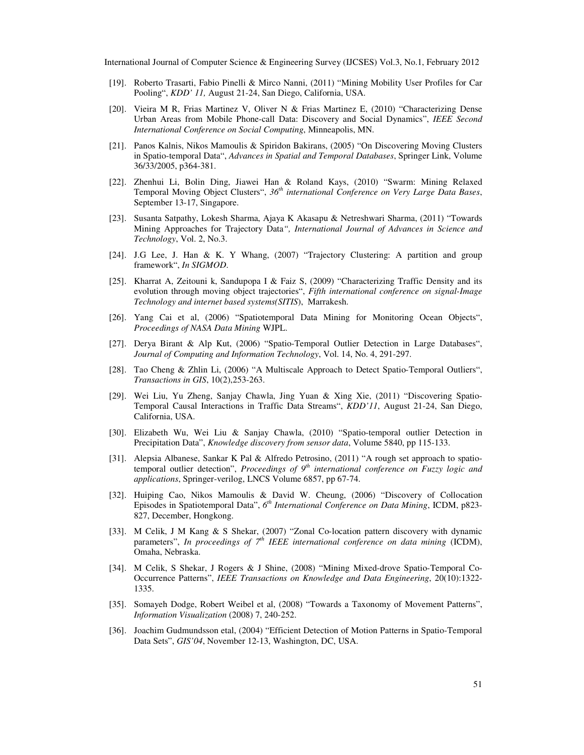[19]. Roberto Trasarti, Fabio Pinelli & Mirco Nanni, (2011) "Mining Mobility User Profiles for Car Pooling", *KDD' 11,* August 21-24, San Diego, California, USA.

[20]. Vieira M R, Frias Martinez V, Oliver N & Frias Martinez E, (2010) "Characterizing Dense Urban Areas from Mobile Phone-call Data: Discovery and Social Dynamics", *IEEE Second International Conference on Social Computing*, Minneapolis, MN.

[21]. Panos Kalnis, Nikos Mamoulis & Spiridon Bakirans, (2005) "On Discovering Moving Clusters in Spatio-temporal Data", *Advances in Spatial and Temporal Databases*, Springer Link, Volume 36/33/2005, p364-381.

[22]. Zhenhui Li, Bolin Ding, Jiawei Han & Roland Kays, (2010) "Swarm: Mining Relaxed Temporal Moving Object Clusters", *36th international Conference on Very Large Data Bases*, September 13-17, Singapore.

[23]. Susanta Satpathy, Lokesh Sharma, Ajaya K Akasapu & Netreshwari Sharma, (2011) "Towards Mining Approaches for Trajectory Data*", International Journal of Advances in Science and Technology*, Vol. 2, No.3.

[24]. J.G Lee, J. Han & K. Y Whang, (2007) "Trajectory Clustering: A partition and group framework", *In SIGMOD*.

[25]. Kharrat A, Zeitouni k, Sandupopa I & Faiz S, (2009) "Characterizing Traffic Density and its evolution through moving object trajectories", *Fifth international conference on signal-Image Technology and internet based systems(SITIS)*, Marrakesh.

[26]. Yang Cai et al, (2006) "Spatiotemporal Data Mining for Monitoring Ocean Objects", *Proceedings of NASA Data Mining* WJPL.

[27]. Derya Birant & Alp Kut, (2006) "Spatio-Temporal Outlier Detection in Large Databases", *Journal of Computing and Information Technology*, Vol. 14, No. 4, 291-297.

[28]. Tao Cheng & Zhlin Li, (2006) "A Multiscale Approach to Detect Spatio-Temporal Outliers", *Transactions in GIS*, 10(2),253-263.

[29]. Wei Liu, Yu Zheng, Sanjay Chawla, Jing Yuan & Xing Xie, (2011) "Discovering Spatio-Temporal Causal Interactions in Traffic Data Streams", *KDD'11*, August 21-24, San Diego, California, USA.

[30]. Elizabeth Wu, Wei Liu & Sanjay Chawla, (2010) "Spatio-temporal outlier Detection in Precipitation Data", *Knowledge discovery from sensor data*, Volume 5840, pp 115-133.

[31]. Alepsia Albanese, Sankar K Pal & Alfredo Petrosino, (2011) "A rough set approach to spatio-temporal outlier detection", *Proceedings of 9th international conference on Fuzzy logic and applications*, Springer-verilog, LNCS Volume 6857, pp 67-74.

[32]. Huiping Cao, Nikos Mamoulis & David W. Cheung, (2006) "Discovery of Collocation Episodes in Spatiotemporal Data", *6th International Conference on Data Mining*, ICDM, p823-827, December, Hongkong.

[33]. M Celik, J M Kang & S Shekar, (2007) "Zonal Co-location pattern discovery with dynamic parameters", *In proceedings of 7th IEEE international conference on data mining* (ICDM), Omaha, Nebraska.

[34]. M Celik, S Shekar, J Rogers & J Shine, (2008) "Mining Mixed-drove Spatio-Temporal Co-Occurrence Patterns", *IEEE Transactions on Knowledge and Data Engineering*, 20(10):1322-1335.

[35]. Somayeh Dodge, Robert Weibel et al, (2008) "Towards a Taxonomy of Movement Patterns", *Information Visualization* (2008) 7, 240-252.

[36]. Joachim Gudmundsson etal, (2004) "Efficient Detection of Motion Patterns in Spatio-Temporal Data Sets", *GIS'04*, November 12-13, Washington, DC, USA.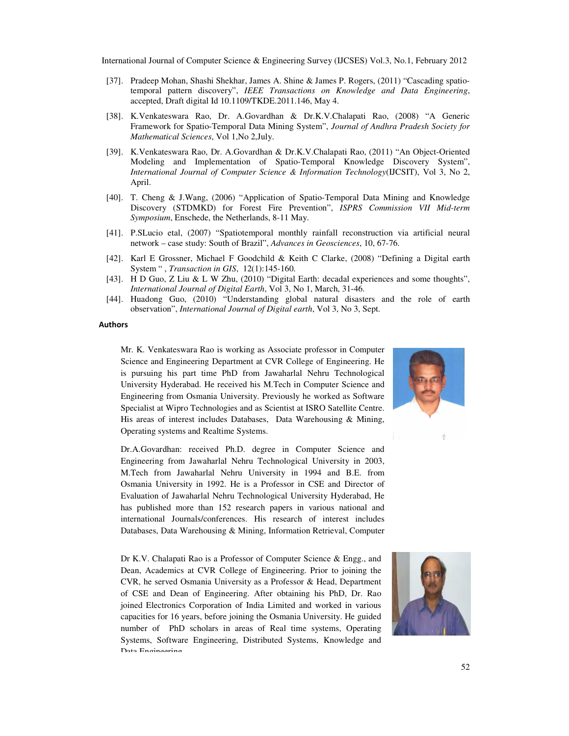[37]. Pradeep Mohan, Shashi Shekhar, James A. Shine & James P. Rogers, (2011) "Cascading spatio-temporal pattern discovery", *IEEE Transactions on Knowledge and Data Engineering*, accepted, Draft digital Id 10.1109/TKDE.2011.146, May 4.

[38]. K.Venkateswara Rao, Dr. A.Govardhan & Dr.K.V.Chalapati Rao, (2008) "A Generic Framework for Spatio-Temporal Data Mining System", *Journal of Andhra Pradesh Society for Mathematical Sciences*, Vol 1,No 2,July.

[39]. K.Venkateswara Rao, Dr. A.Govardhan & Dr.K.V.Chalapati Rao, (2011) "An Object-Oriented Modeling and Implementation of Spatio-Temporal Knowledge Discovery System", *International Journal of Computer Science & Information Technology*(IJCSIT), Vol 3, No 2, April.

[40]. T. Cheng & J.Wang, (2006) "Application of Spatio-Temporal Data Mining and Knowledge Discovery (STDMKD) for Forest Fire Prevention", *ISPRS Commission VII Mid-term Symposium*, Enschede, the Netherlands, 8-11 May.

[41]. P.SLucio etal, (2007) "Spatiotemporal monthly rainfall reconstruction via artificial neural network – case study: South of Brazil", *Advances in Geosciences*, 10, 67-76.

[42]. Karl E Grossner, Michael F Goodchild & Keith C Clarke, (2008) "Defining a Digital earth System " , *Transaction in GIS*, 12(1):145-160.

[43]. H D Guo, Z Liu & L W Zhu, (2010) "Digital Earth: decadal experiences and some thoughts", *International Journal of Digital Earth*, Vol 3, No 1, March, 31-46.

[44]. Huadong Guo, (2010) "Understanding global natural disasters and the role of earth observation", *International Journal of Digital earth*, Vol 3, No 3, Sept.

**Authors**

Mr. K. Venkateswara Rao is working as Associate professor in Computer Science and Engineering Department at CVR College of Engineering. He is pursuing his part time PhD from Jawaharlal Nehru Technological University Hyderabad. He received his M.Tech in Computer Science and Engineering from Osmania University. Previously he worked as Software Specialist at Wipro Technologies and as Scientist at ISRO Satellite Centre. His areas of interest includes Databases, Data Warehousing & Mining, Operating systems and Realtime Systems.

Dr.A.Govardhan: received Ph.D. degree in Computer Science and Engineering from Jawaharlal Nehru Technological University in 2003, M.Tech from Jawaharlal Nehru University in 1994 and B.E. from Osmania University in 1992. He is a Professor in CSE and Director of Evaluation of Jawaharlal Nehru Technological University Hyderabad, He has published more than 152 research papers in various national and international Journals/conferences. His research of interest includes Databases, Data Warehousing & Mining, Information Retrieval, Computer

Dr K.V. Chalapati Rao is a Professor of Computer Science & Engg., and Dean, Academics at CVR College of Engineering. Prior to joining the CVR, he served Osmania University as a Professor & Head, Department of CSE and Dean of Engineering. After obtaining his PhD, Dr. Rao joined Electronics Corporation of India Limited and worked in various capacities for 16 years, before joining the Osmania University. He guided number of PhD scholars in areas of Real time systems, Operating Systems, Software Engineering, Distributed Systems, Knowledge and Data Engineering